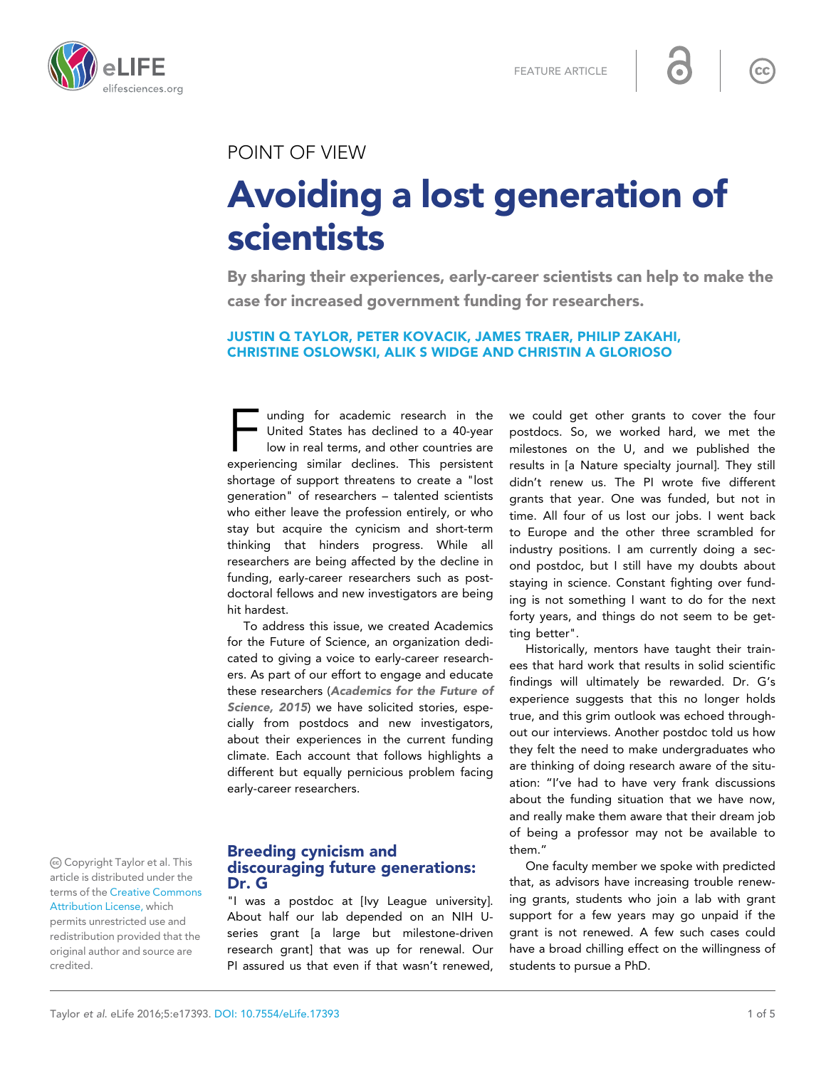FEATURE ARTICLE

POINT OF VIEW

# Avoiding a lost generation of scientists

**By sharing their experiences, early-career scientists can help to make the case for increased government funding for researchers.**

**JUSTIN Q TAYLOR, PETER KOVACIK, JAMES TRAER, PHILIP ZAKAHI, CHRISTINE OSLOWSKI, ALIK S WIDGE AND CHRISTIN A GLORIOSO**

Funding for academic research in the United States has declined to a 40-year low in real terms, and other countries are experiencing similar declines. This persistent shortage of support threatens to create a "lost generation" of researchers – talented scientists who either leave the profession entirely, or who stay but acquire the cynicism and short-term thinking that hinders progress. While all researchers are being affected by the decline in funding, early-career researchers such as postdoctoral fellows and new investigators are being hit hardest.

To address this issue, we created Academics for the Future of Science, an organization dedicated to giving a voice to early-career researchers. As part of our effort to engage and educate these researchers (***Academics for the Future of Science, 2015***) we have solicited stories, especially from postdocs and new investigators, about their experiences in the current funding climate. Each account that follows highlights a different but equally pernicious problem facing early-career researchers.

## Breeding cynicism and discouraging future generations: Dr. G

"I was a postdoc at [Ivy League university]. About half our lab depended on an NIH U-series grant [a large but milestone-driven research grant] that was up for renewal. Our PI assured us that even if that wasn't renewed, we could get other grants to cover the four postdocs. So, we worked hard, we met the milestones on the U, and we published the results in [a Nature specialty journal]. They still didn't renew us. The PI wrote five different grants that year. One was funded, but not in time. All four of us lost our jobs. I went back to Europe and the other three scrambled for industry positions. I am currently doing a second postdoc, but I still have my doubts about staying in science. Constant fighting over funding is not something I want to do for the next forty years, and things do not seem to be getting better".

Historically, mentors have taught their trainees that hard work that results in solid scientific findings will ultimately be rewarded. Dr. G's experience suggests that this no longer holds true, and this grim outlook was echoed throughout our interviews. Another postdoc told us how they felt the need to make undergraduates who are thinking of doing research aware of the situation: "I've had to have very frank discussions about the funding situation that we have now, and really make them aware that their dream job of being a professor may not be available to them."

One faculty member we spoke with predicted that, as advisors have increasing trouble renewing grants, students who join a lab with grant support for a few years may go unpaid if the grant is not renewed. A few such cases could have a broad chilling effect on the willingness of students to pursue a PhD.

Copyright Taylor et al. This article is distributed under the terms of the Creative Commons Attribution License, which permits unrestricted use and redistribution provided that the original author and source are credited.

Taylor *et al.* eLife 2016;5:e17393. DOI: 10.7554/eLife.17393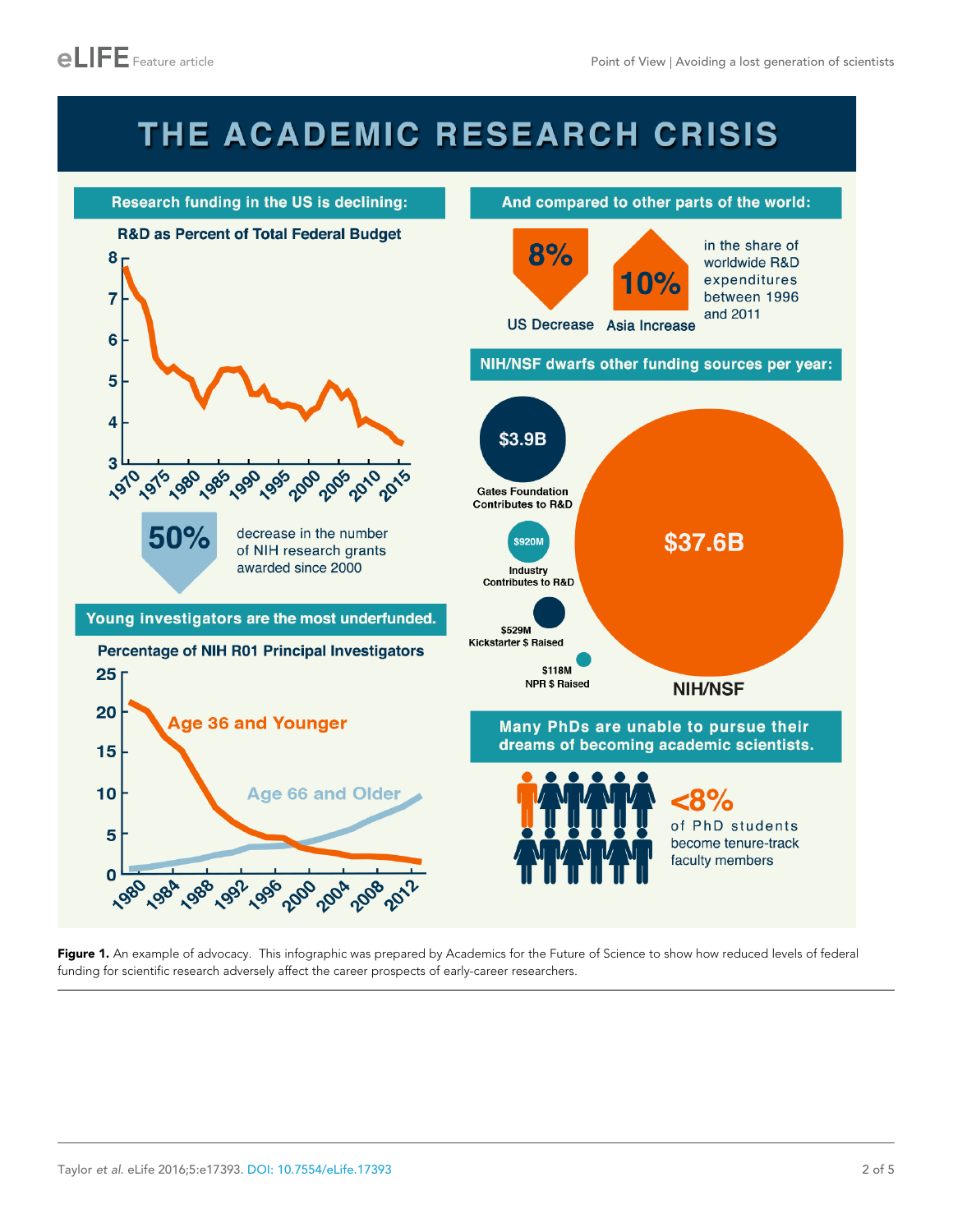# THE ACADEMIC RESEARCH CRISIS

**Research funding in the US is declining:**

R&D as Percent of Total Federal Budget

**50%** decrease in the number of NIH research grants awarded since 2000

**Young investigators are the most underfunded.**

Percentage of NIH R01 Principal Investigators

Age 36 and Younger

Age 66 and Older

**And compared to other parts of the world:**

**8%** US Decrease

**10%** Asia Increase

in the share of worldwide R&D expenditures between 1996 and 2011

**NIH/NSF dwarfs other funding sources per year:**

$3.9B Gates Foundation Contributes to R&D

$920M Industry Contributes to R&D

$529M Kickstarter $ Raised

$118M NPR $ Raised

$37.6B NIH/NSF

**Many PhDs are unable to pursue their dreams of becoming academic scientists.**

**<8%** of PhD students become tenure-track faculty members

**Figure 1.** An example of advocacy. This infographic was prepared by Academics for the Future of Science to show how reduced levels of federal funding for scientific research adversely affect the career prospects of early-career researchers.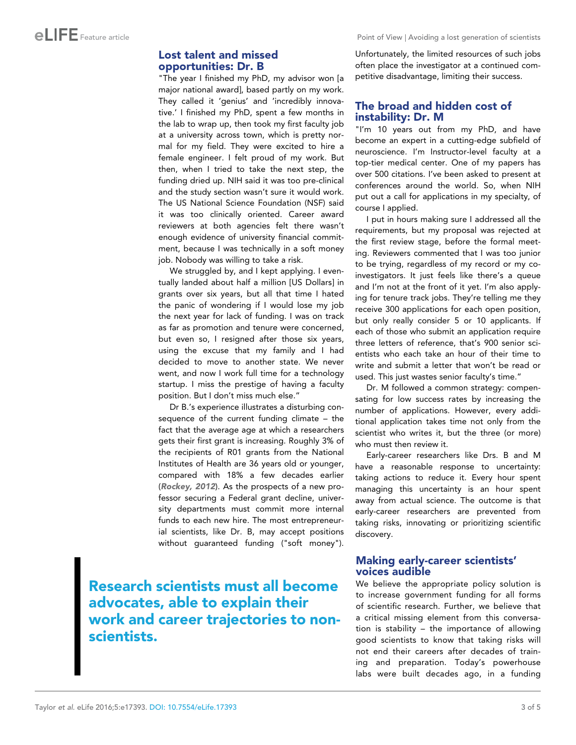## Lost talent and missed opportunities: Dr. B

"The year I finished my PhD, my advisor won [a major national award], based partly on my work. They called it 'genius' and 'incredibly innovative.' I finished my PhD, spent a few months in the lab to wrap up, then took my first faculty job at a university across town, which is pretty normal for my field. They were excited to hire a female engineer. I felt proud of my work. But then, when I tried to take the next step, the funding dried up. NIH said it was too pre-clinical and the study section wasn't sure it would work. The US National Science Foundation (NSF) said it was too clinically oriented. Career award reviewers at both agencies felt there wasn't enough evidence of university financial commitment, because I was technically in a soft money job. Nobody was willing to take a risk.

We struggled by, and I kept applying. I eventually landed about half a million [US Dollars] in grants over six years, but all that time I hated the panic of wondering if I would lose my job the next year for lack of funding. I was on track as far as promotion and tenure were concerned, but even so, I resigned after those six years, using the excuse that my family and I had decided to move to another state. We never went, and now I work full time for a technology startup. I miss the prestige of having a faculty position. But I don't miss much else."

Dr B.'s experience illustrates a disturbing consequence of the current funding climate – the fact that the average age at which a researchers gets their first grant is increasing. Roughly 3% of the recipients of R01 grants from the National Institutes of Health are 36 years old or younger, compared with 18% a few decades earlier (**Rockey, 2012**). As the prospects of a new professor securing a Federal grant decline, university departments must commit more internal funds to each new hire. The most entrepreneurial scientists, like Dr. B, may accept positions without guaranteed funding ("soft money"). Unfortunately, the limited resources of such jobs often place the investigator at a continued competitive disadvantage, limiting their success.

> **Research scientists must all become advocates, able to explain their work and career trajectories to non-scientists.**

## The broad and hidden cost of instability: Dr. M

"I'm 10 years out from my PhD, and have become an expert in a cutting-edge subfield of neuroscience. I'm Instructor-level faculty at a top-tier medical center. One of my papers has over 500 citations. I've been asked to present at conferences around the world. So, when NIH put out a call for applications in my specialty, of course I applied.

I put in hours making sure I addressed all the requirements, but my proposal was rejected at the first review stage, before the formal meeting. Reviewers commented that I was too junior to be trying, regardless of my record or my co-investigators. It just feels like there's a queue and I'm not at the front of it yet. I'm also applying for tenure track jobs. They're telling me they receive 300 applications for each open position, but only really consider 5 or 10 applicants. If each of those who submit an application require three letters of reference, that's 900 senior scientists who each take an hour of their time to write and submit a letter that won't be read or used. This just wastes senior faculty's time."

Dr. M followed a common strategy: compensating for low success rates by increasing the number of applications. However, every additional application takes time not only from the scientist who writes it, but the three (or more) who must then review it.

Early-career researchers like Drs. B and M have a reasonable response to uncertainty: taking actions to reduce it. Every hour spent managing this uncertainty is an hour spent away from actual science. The outcome is that early-career researchers are prevented from taking risks, innovating or prioritizing scientific discovery.

## Making early-career scientists' voices audible

We believe the appropriate policy solution is to increase government funding for all forms of scientific research. Further, we believe that a critical missing element from this conversation is stability – the importance of allowing good scientists to know that taking risks will not end their careers after decades of training and preparation. Today's powerhouse labs were built decades ago, in a funding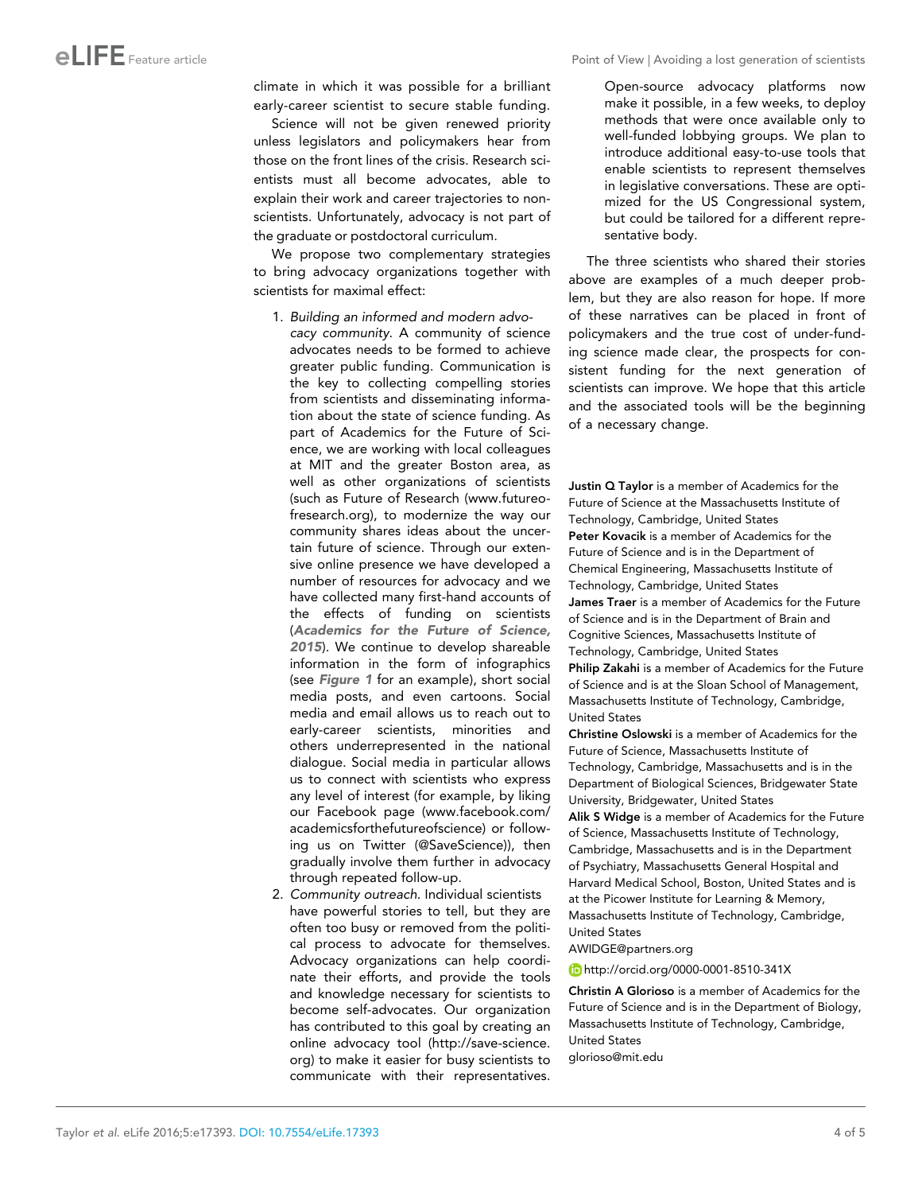climate in which it was possible for a brilliant early-career scientist to secure stable funding.

Science will not be given renewed priority unless legislators and policymakers hear from those on the front lines of the crisis. Research scientists must all become advocates, able to explain their work and career trajectories to non-scientists. Unfortunately, advocacy is not part of the graduate or postdoctoral curriculum.

We propose two complementary strategies to bring advocacy organizations together with scientists for maximal effect:

1. *Building an informed and modern advocacy community.* A community of science advocates needs to be formed to achieve greater public funding. Communication is the key to collecting compelling stories from scientists and disseminating information about the state of science funding. As part of Academics for the Future of Science, we are working with local colleagues at MIT and the greater Boston area, as well as other organizations of scientists (such as Future of Research (www.futureofresearch.org), to modernize the way our community shares ideas about the uncertain future of science. Through our extensive online presence we have developed a number of resources for advocacy and we have collected many first-hand accounts of the effects of funding on scientists (***Academics for the Future of Science, 2015***). We continue to develop shareable information in the form of infographics (see ***Figure 1*** for an example), short social media posts, and even cartoons. Social media and email allows us to reach out to early-career scientists, minorities and others underrepresented in the national dialogue. Social media in particular allows us to connect with scientists who express any level of interest (for example, by liking our Facebook page (www.facebook.com/academicsforthefutureofscience) or following us on Twitter (@SaveScience)), then gradually involve them further in advocacy through repeated follow-up.
2. *Community outreach.* Individual scientists have powerful stories to tell, but they are often too busy or removed from the political process to advocate for themselves. Advocacy organizations can help coordinate their efforts, and provide the tools and knowledge necessary for scientists to become self-advocates. Our organization has contributed to this goal by creating an online advocacy tool (http://save-science.org) to make it easier for busy scientists to communicate with their representatives. Open-source advocacy platforms now make it possible, in a few weeks, to deploy methods that were once available only to well-funded lobbying groups. We plan to introduce additional easy-to-use tools that enable scientists to represent themselves in legislative conversations. These are optimized for the US Congressional system, but could be tailored for a different representative body.

The three scientists who shared their stories above are examples of a much deeper problem, but they are also reason for hope. If more of these narratives can be placed in front of policymakers and the true cost of under-funding science made clear, the prospects for consistent funding for the next generation of scientists can improve. We hope that this article and the associated tools will be the beginning of a necessary change.

**Justin Q Taylor** is a member of Academics for the Future of Science at the Massachusetts Institute of Technology, Cambridge, United States

**Peter Kovacik** is a member of Academics for the Future of Science and is in the Department of Chemical Engineering, Massachusetts Institute of Technology, Cambridge, United States

**James Traer** is a member of Academics for the Future of Science and is in the Department of Brain and Cognitive Sciences, Massachusetts Institute of Technology, Cambridge, United States

**Philip Zakahi** is a member of Academics for the Future of Science and is at the Sloan School of Management, Massachusetts Institute of Technology, Cambridge, United States

**Christine Oslowski** is a member of Academics for the Future of Science, Massachusetts Institute of Technology, Cambridge, Massachusetts and is in the Department of Biological Sciences, Bridgewater State University, Bridgewater, United States

**Alik S Widge** is a member of Academics for the Future of Science, Massachusetts Institute of Technology, Cambridge, Massachusetts and is in the Department of Psychiatry, Massachusetts General Hospital and Harvard Medical School, Boston, United States and is at the Picower Institute for Learning & Memory, Massachusetts Institute of Technology, Cambridge, United States

AWIDGE@partners.org

http://orcid.org/0000-0001-8510-341X

**Christin A Glorioso** is a member of Academics for the Future of Science and is in the Department of Biology, Massachusetts Institute of Technology, Cambridge, United States

glorioso@mit.edu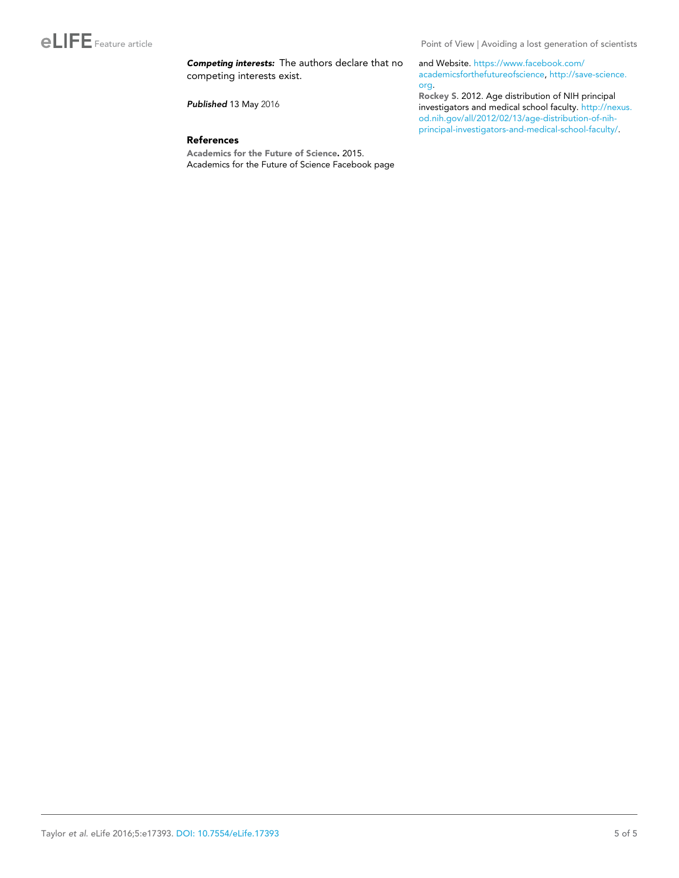***Competing interests:*** The authors declare that no competing interests exist.

***Published*** 13 May 2016

## References

**Academics for the Future of Science.** 2015. Academics for the Future of Science Facebook page and Website. https://www.facebook.com/academicsforthefutureofscience, http://save-science.org.

**Rockey S.** 2012. Age distribution of NIH principal investigators and medical school faculty. http://nexus.od.nih.gov/all/2012/02/13/age-distribution-of-nih-principal-investigators-and-medical-school-faculty/.